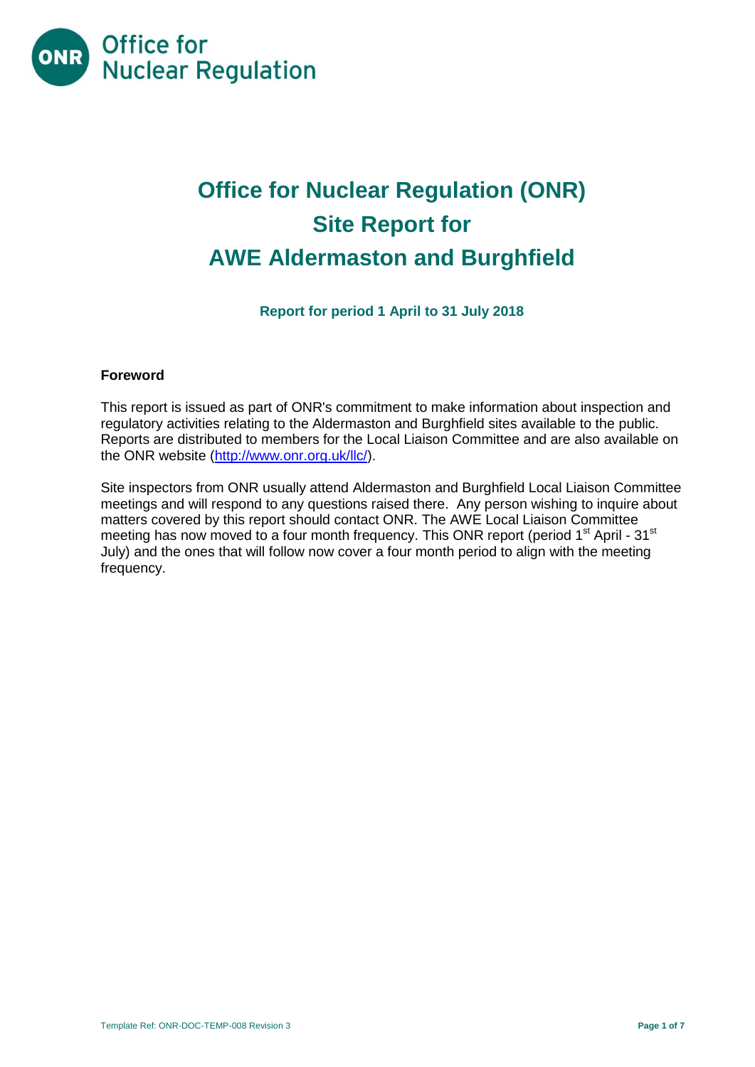Office for Nuclear Regulation

# Office for Nuclear Regulation (ONR) Site Report for AWE Aldermaston and Burghfield

**Report for period 1 April to 31 July 2018**

## Foreword

This report is issued as part of ONR's commitment to make information about inspection and regulatory activities relating to the Aldermaston and Burghfield sites available to the public. Reports are distributed to members for the Local Liaison Committee and are also available on the ONR website (http://www.onr.org.uk/llc/).

Site inspectors from ONR usually attend Aldermaston and Burghfield Local Liaison Committee meetings and will respond to any questions raised there. Any person wishing to inquire about matters covered by this report should contact ONR. The AWE Local Liaison Committee meeting has now moved to a four month frequency. This ONR report (period 1st April - 31st July) and the ones that will follow now cover a four month period to align with the meeting frequency.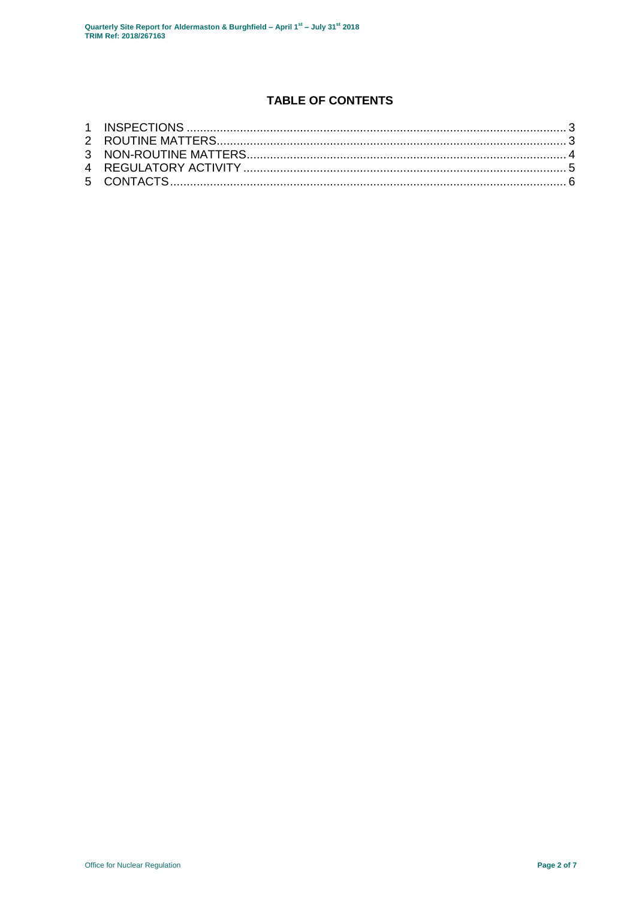# TABLE OF CONTENTS

1 INSPECTIONS ........................................................................................................... 3
2 ROUTINE MATTERS.................................................................................................. 3
3 NON-ROUTINE MATTERS.......................................................................................... 4
4 REGULATORY ACTIVITY ........................................................................................... 5
5 CONTACTS................................................................................................................ 6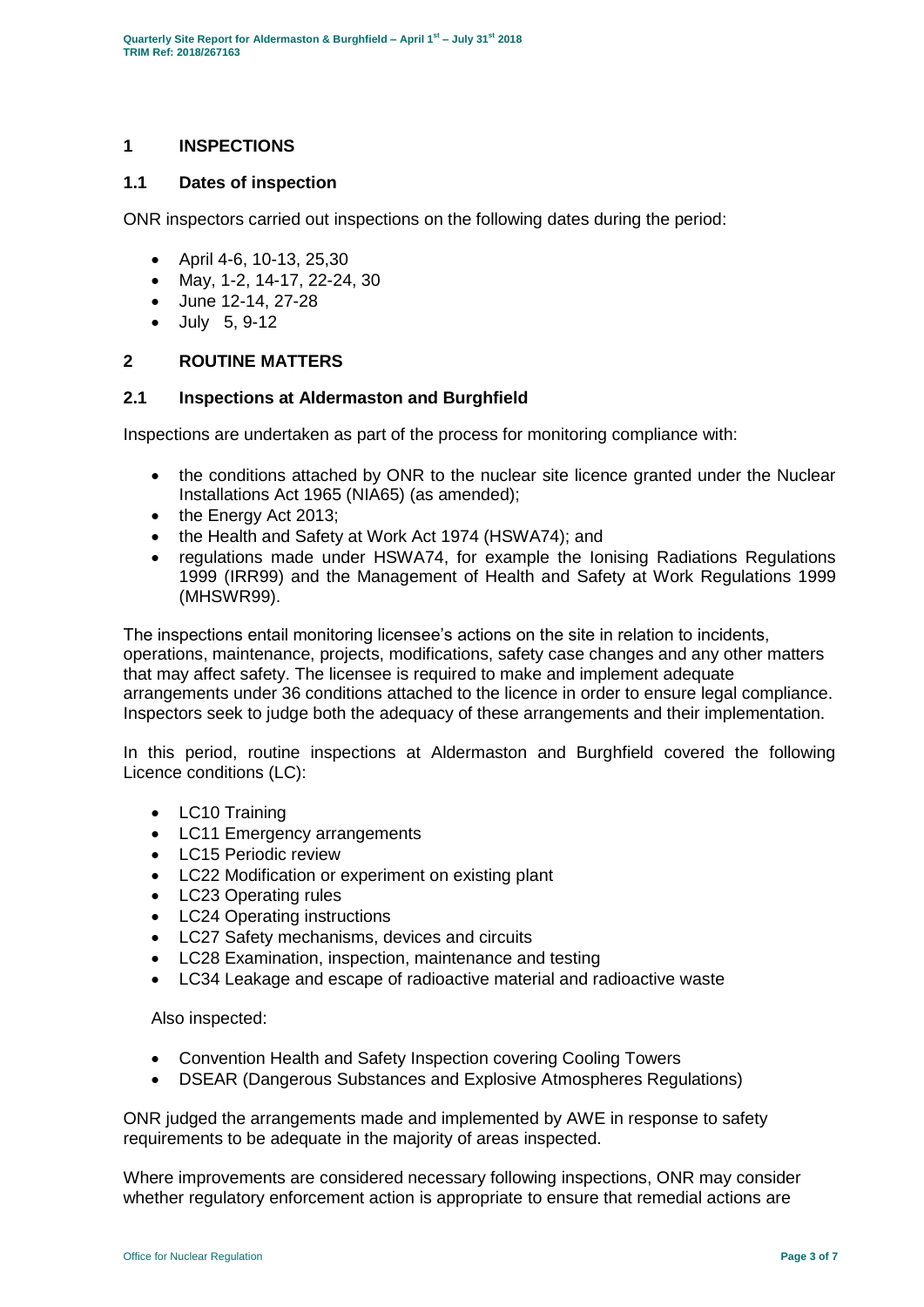## 1 INSPECTIONS

### 1.1 Dates of inspection

ONR inspectors carried out inspections on the following dates during the period:

- April 4-6, 10-13, 25,30
- May, 1-2, 14-17, 22-24, 30
- June 12-14, 27-28
- July 5, 9-12

## 2 ROUTINE MATTERS

### 2.1 Inspections at Aldermaston and Burghfield

Inspections are undertaken as part of the process for monitoring compliance with:

- the conditions attached by ONR to the nuclear site licence granted under the Nuclear Installations Act 1965 (NIA65) (as amended);
- the Energy Act 2013;
- the Health and Safety at Work Act 1974 (HSWA74); and
- regulations made under HSWA74, for example the Ionising Radiations Regulations 1999 (IRR99) and the Management of Health and Safety at Work Regulations 1999 (MHSWR99).

The inspections entail monitoring licensee's actions on the site in relation to incidents, operations, maintenance, projects, modifications, safety case changes and any other matters that may affect safety. The licensee is required to make and implement adequate arrangements under 36 conditions attached to the licence in order to ensure legal compliance. Inspectors seek to judge both the adequacy of these arrangements and their implementation.

In this period, routine inspections at Aldermaston and Burghfield covered the following Licence conditions (LC):

- LC10 Training
- LC11 Emergency arrangements
- LC15 Periodic review
- LC22 Modification or experiment on existing plant
- LC23 Operating rules
- LC24 Operating instructions
- LC27 Safety mechanisms, devices and circuits
- LC28 Examination, inspection, maintenance and testing
- LC34 Leakage and escape of radioactive material and radioactive waste

Also inspected:

- Convention Health and Safety Inspection covering Cooling Towers
- DSEAR (Dangerous Substances and Explosive Atmospheres Regulations)

ONR judged the arrangements made and implemented by AWE in response to safety requirements to be adequate in the majority of areas inspected.

Where improvements are considered necessary following inspections, ONR may consider whether regulatory enforcement action is appropriate to ensure that remedial actions are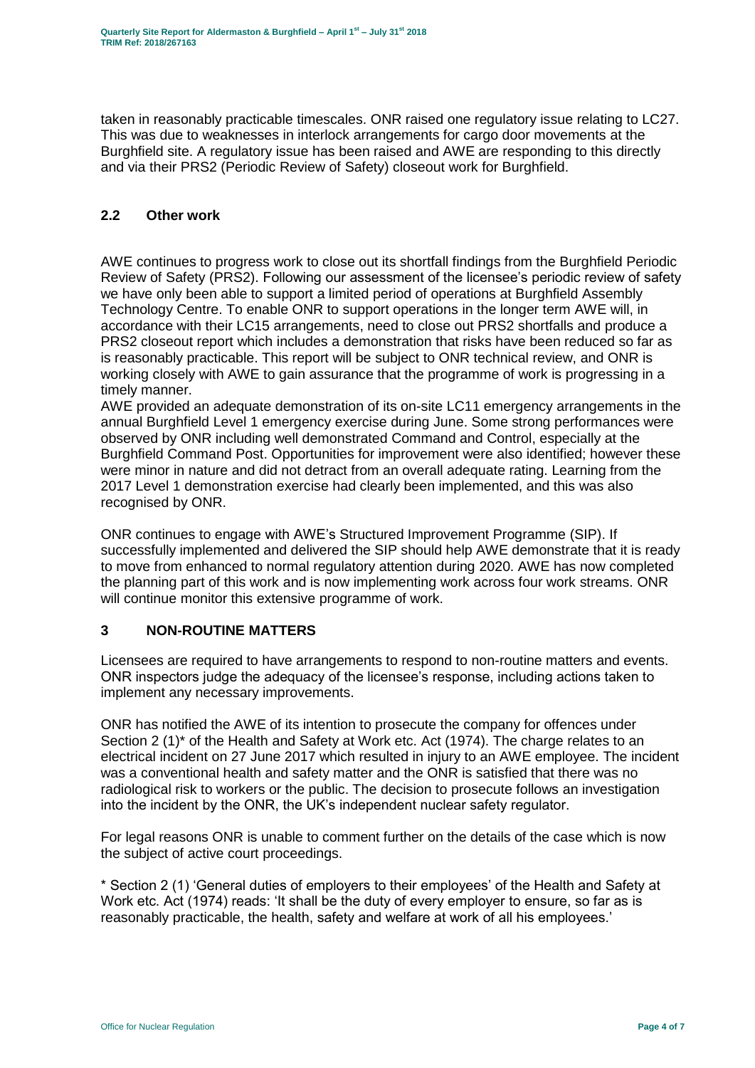taken in reasonably practicable timescales. ONR raised one regulatory issue relating to LC27. This was due to weaknesses in interlock arrangements for cargo door movements at the Burghfield site. A regulatory issue has been raised and AWE are responding to this directly and via their PRS2 (Periodic Review of Safety) closeout work for Burghfield.

### 2.2 Other work

AWE continues to progress work to close out its shortfall findings from the Burghfield Periodic Review of Safety (PRS2). Following our assessment of the licensee's periodic review of safety we have only been able to support a limited period of operations at Burghfield Assembly Technology Centre. To enable ONR to support operations in the longer term AWE will, in accordance with their LC15 arrangements, need to close out PRS2 shortfalls and produce a PRS2 closeout report which includes a demonstration that risks have been reduced so far as is reasonably practicable. This report will be subject to ONR technical review, and ONR is working closely with AWE to gain assurance that the programme of work is progressing in a timely manner.

AWE provided an adequate demonstration of its on-site LC11 emergency arrangements in the annual Burghfield Level 1 emergency exercise during June. Some strong performances were observed by ONR including well demonstrated Command and Control, especially at the Burghfield Command Post. Opportunities for improvement were also identified; however these were minor in nature and did not detract from an overall adequate rating. Learning from the 2017 Level 1 demonstration exercise had clearly been implemented, and this was also recognised by ONR.

ONR continues to engage with AWE's Structured Improvement Programme (SIP). If successfully implemented and delivered the SIP should help AWE demonstrate that it is ready to move from enhanced to normal regulatory attention during 2020. AWE has now completed the planning part of this work and is now implementing work across four work streams. ONR will continue monitor this extensive programme of work.

## 3 NON-ROUTINE MATTERS

Licensees are required to have arrangements to respond to non-routine matters and events. ONR inspectors judge the adequacy of the licensee's response, including actions taken to implement any necessary improvements.

ONR has notified the AWE of its intention to prosecute the company for offences under Section 2 (1)* of the Health and Safety at Work etc. Act (1974). The charge relates to an electrical incident on 27 June 2017 which resulted in injury to an AWE employee. The incident was a conventional health and safety matter and the ONR is satisfied that there was no radiological risk to workers or the public. The decision to prosecute follows an investigation into the incident by the ONR, the UK's independent nuclear safety regulator.

For legal reasons ONR is unable to comment further on the details of the case which is now the subject of active court proceedings.

* Section 2 (1) 'General duties of employers to their employees' of the Health and Safety at Work etc. Act (1974) reads: 'It shall be the duty of every employer to ensure, so far as is reasonably practicable, the health, safety and welfare at work of all his employees.'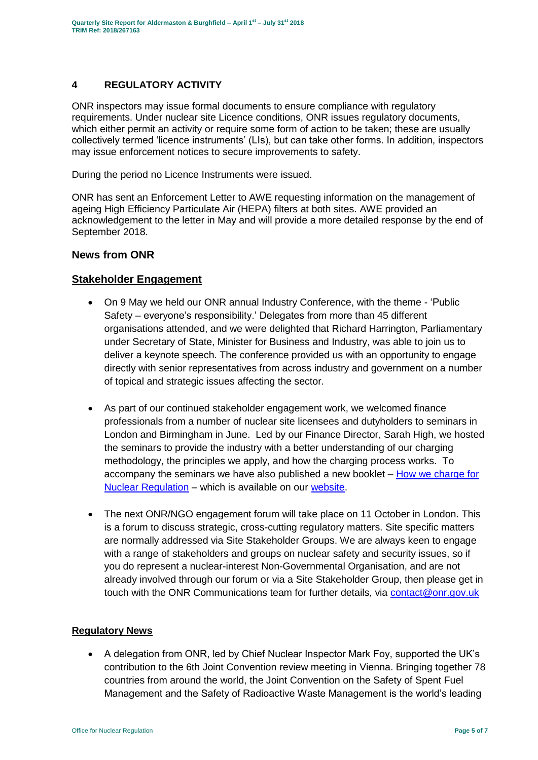## 4 REGULATORY ACTIVITY

ONR inspectors may issue formal documents to ensure compliance with regulatory requirements. Under nuclear site Licence conditions, ONR issues regulatory documents, which either permit an activity or require some form of action to be taken; these are usually collectively termed 'licence instruments' (LIs), but can take other forms. In addition, inspectors may issue enforcement notices to secure improvements to safety.

During the period no Licence Instruments were issued.

ONR has sent an Enforcement Letter to AWE requesting information on the management of ageing High Efficiency Particulate Air (HEPA) filters at both sites. AWE provided an acknowledgement to the letter in May and will provide a more detailed response by the end of September 2018.

### News from ONR

### Stakeholder Engagement

- On 9 May we held our ONR annual Industry Conference, with the theme - 'Public Safety – everyone's responsibility.' Delegates from more than 45 different organisations attended, and we were delighted that Richard Harrington, Parliamentary under Secretary of State, Minister for Business and Industry, was able to join us to deliver a keynote speech. The conference provided us with an opportunity to engage directly with senior representatives from across industry and government on a number of topical and strategic issues affecting the sector.

- As part of our continued stakeholder engagement work, we welcomed finance professionals from a number of nuclear site licensees and dutyholders to seminars in London and Birmingham in June. Led by our Finance Director, Sarah High, we hosted the seminars to provide the industry with a better understanding of our charging methodology, the principles we apply, and how the charging process works. To accompany the seminars we have also published a new booklet – How we charge for Nuclear Regulation – which is available on our website.

- The next ONR/NGO engagement forum will take place on 11 October in London. This is a forum to discuss strategic, cross-cutting regulatory matters. Site specific matters are normally addressed via Site Stakeholder Groups. We are always keen to engage with a range of stakeholders and groups on nuclear safety and security issues, so if you do represent a nuclear-interest Non-Governmental Organisation, and are not already involved through our forum or via a Site Stakeholder Group, then please get in touch with the ONR Communications team for further details, via contact@onr.gov.uk

#### Regulatory News

- A delegation from ONR, led by Chief Nuclear Inspector Mark Foy, supported the UK's contribution to the 6th Joint Convention review meeting in Vienna. Bringing together 78 countries from around the world, the Joint Convention on the Safety of Spent Fuel Management and the Safety of Radioactive Waste Management is the world's leading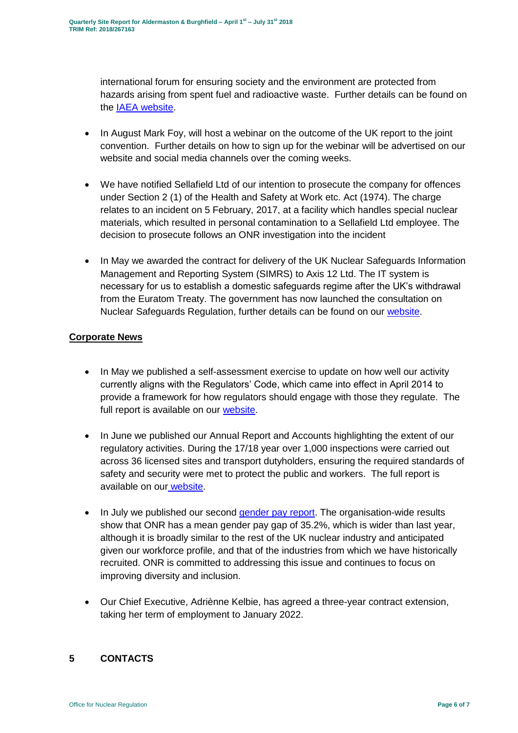international forum for ensuring society and the environment are protected from hazards arising from spent fuel and radioactive waste. Further details can be found on the IAEA website.

- In August Mark Foy, will host a webinar on the outcome of the UK report to the joint convention. Further details on how to sign up for the webinar will be advertised on our website and social media channels over the coming weeks.

- We have notified Sellafield Ltd of our intention to prosecute the company for offences under Section 2 (1) of the Health and Safety at Work etc. Act (1974). The charge relates to an incident on 5 February, 2017, at a facility which handles special nuclear materials, which resulted in personal contamination to a Sellafield Ltd employee. The decision to prosecute follows an ONR investigation into the incident

- In May we awarded the contract for delivery of the UK Nuclear Safeguards Information Management and Reporting System (SIMRS) to Axis 12 Ltd. The IT system is necessary for us to establish a domestic safeguards regime after the UK's withdrawal from the Euratom Treaty. The government has now launched the consultation on Nuclear Safeguards Regulation, further details can be found on our website.

**Corporate News**

- In May we published a self-assessment exercise to update on how well our activity currently aligns with the Regulators' Code, which came into effect in April 2014 to provide a framework for how regulators should engage with those they regulate. The full report is available on our website.

- In June we published our Annual Report and Accounts highlighting the extent of our regulatory activities. During the 17/18 year over 1,000 inspections were carried out across 36 licensed sites and transport dutyholders, ensuring the required standards of safety and security were met to protect the public and workers. The full report is available on our website.

- In July we published our second gender pay report. The organisation-wide results show that ONR has a mean gender pay gap of 35.2%, which is wider than last year, although it is broadly similar to the rest of the UK nuclear industry and anticipated given our workforce profile, and that of the industries from which we have historically recruited. ONR is committed to addressing this issue and continues to focus on improving diversity and inclusion.

- Our Chief Executive, Adriènne Kelbie, has agreed a three-year contract extension, taking her term of employment to January 2022.

## 5 CONTACTS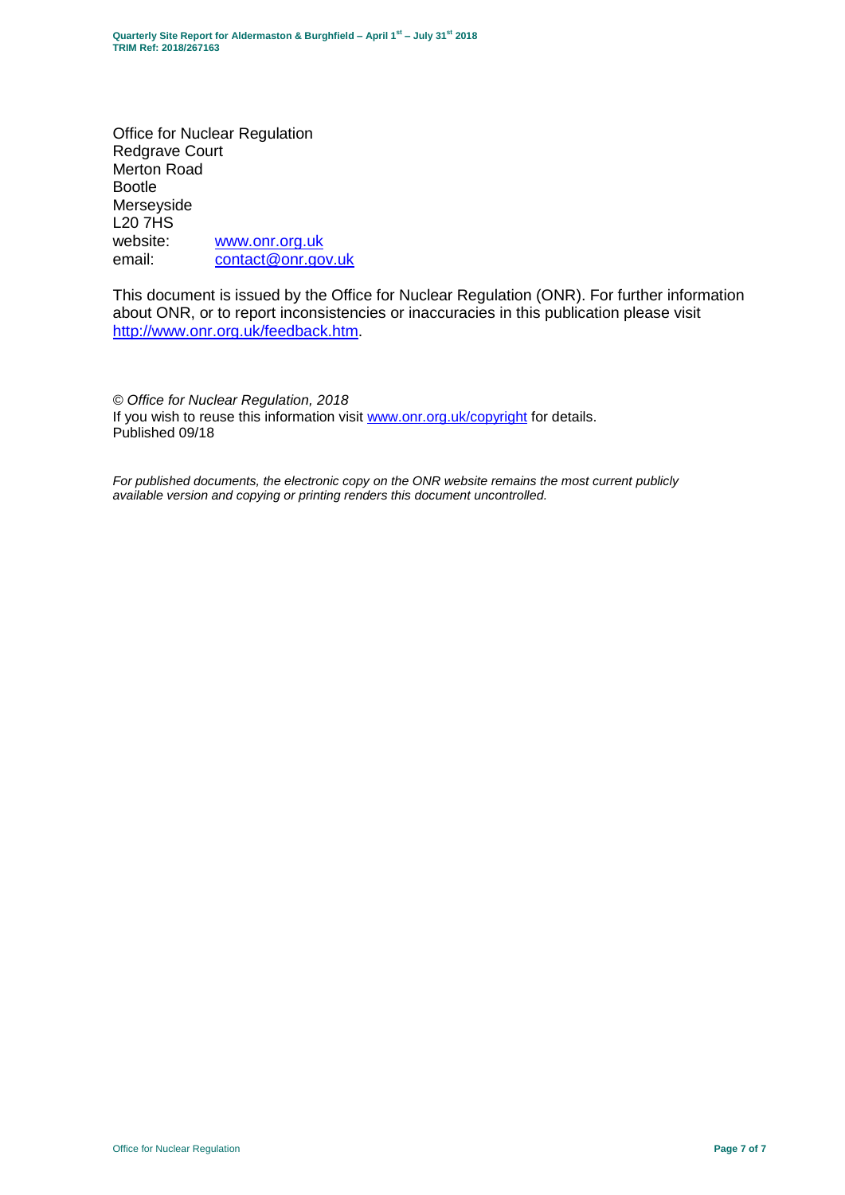Office for Nuclear Regulation
Redgrave Court
Merton Road
Bootle
Merseyside
L20 7HS
website: www.onr.org.uk
email: contact@onr.gov.uk

This document is issued by the Office for Nuclear Regulation (ONR). For further information about ONR, or to report inconsistencies or inaccuracies in this publication please visit http://www.onr.org.uk/feedback.htm.

*© Office for Nuclear Regulation, 2018*
If you wish to reuse this information visit www.onr.org.uk/copyright for details.
Published 09/18

*For published documents, the electronic copy on the ONR website remains the most current publicly available version and copying or printing renders this document uncontrolled.*